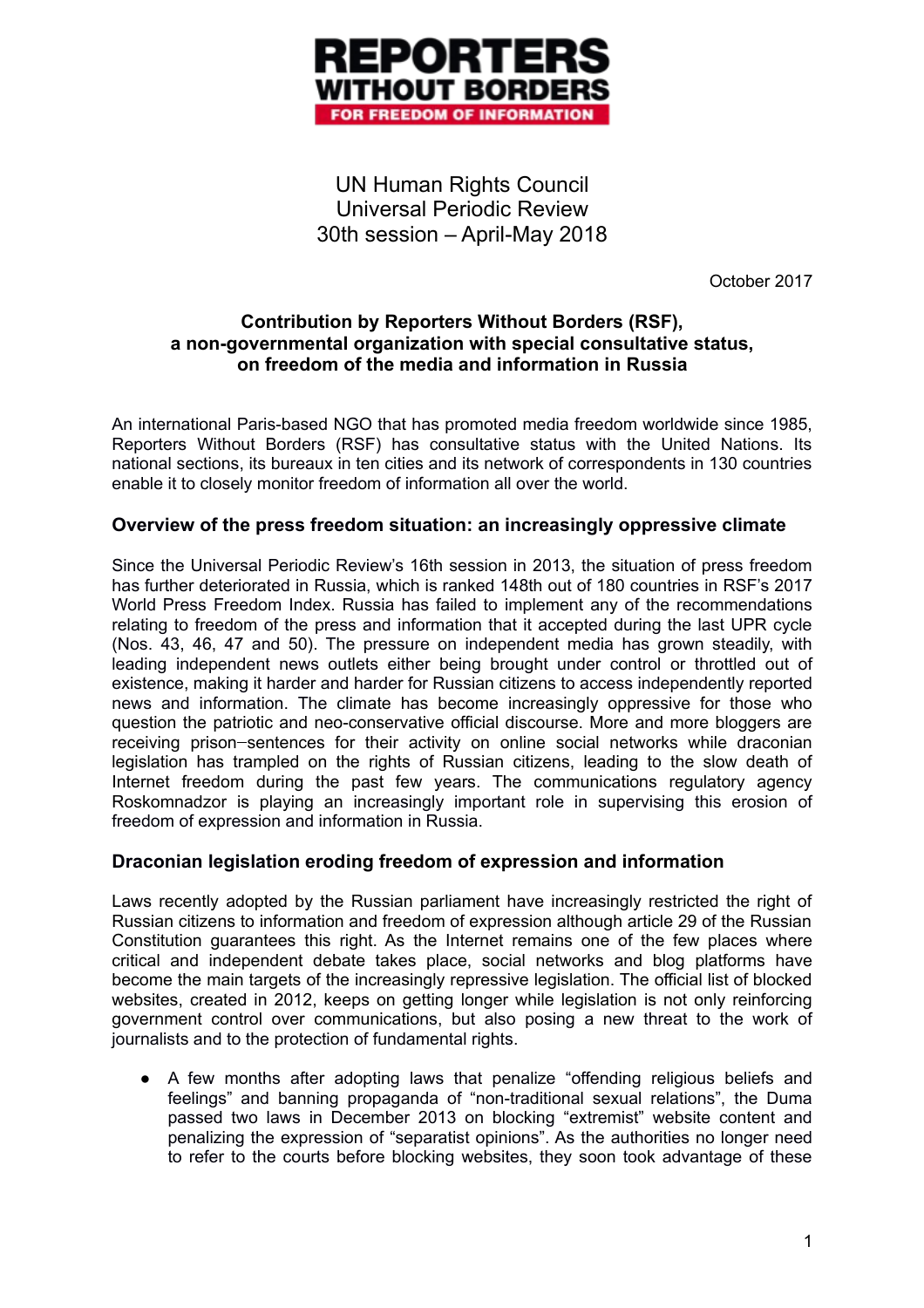**REPORTERS WITHOUT BORDERS**
**FOR FREEDOM OF INFORMATION**

UN Human Rights Council
Universal Periodic Review
30th session – April-May 2018

October 2017

**Contribution by Reporters Without Borders (RSF), a non-governmental organization with special consultative status, on freedom of the media and information in Russia**

An international Paris-based NGO that has promoted media freedom worldwide since 1985, Reporters Without Borders (RSF) has consultative status with the United Nations. Its national sections, its bureaux in ten cities and its network of correspondents in 130 countries enable it to closely monitor freedom of information all over the world.

## Overview of the press freedom situation: an increasingly oppressive climate

Since the Universal Periodic Review's 16th session in 2013, the situation of press freedom has further deteriorated in Russia, which is ranked 148th out of 180 countries in RSF's 2017 World Press Freedom Index. Russia has failed to implement any of the recommendations relating to freedom of the press and information that it accepted during the last UPR cycle (Nos. 43, 46, 47 and 50). The pressure on independent media has grown steadily, with leading independent news outlets either being brought under control or throttled out of existence, making it harder and harder for Russian citizens to access independently reported news and information. The climate has become increasingly oppressive for those who question the patriotic and neo-conservative official discourse. More and more bloggers are receiving prison-sentences for their activity on online social networks while draconian legislation has trampled on the rights of Russian citizens, leading to the slow death of Internet freedom during the past few years. The communications regulatory agency Roskomnadzor is playing an increasingly important role in supervising this erosion of freedom of expression and information in Russia.

## Draconian legislation eroding freedom of expression and information

Laws recently adopted by the Russian parliament have increasingly restricted the right of Russian citizens to information and freedom of expression although article 29 of the Russian Constitution guarantees this right. As the Internet remains one of the few places where critical and independent debate takes place, social networks and blog platforms have become the main targets of the increasingly repressive legislation. The official list of blocked websites, created in 2012, keeps on getting longer while legislation is not only reinforcing government control over communications, but also posing a new threat to the work of journalists and to the protection of fundamental rights.

- A few months after adopting laws that penalize "offending religious beliefs and feelings" and banning propaganda of "non-traditional sexual relations", the Duma passed two laws in December 2013 on blocking "extremist" website content and penalizing the expression of "separatist opinions". As the authorities no longer need to refer to the courts before blocking websites, they soon took advantage of these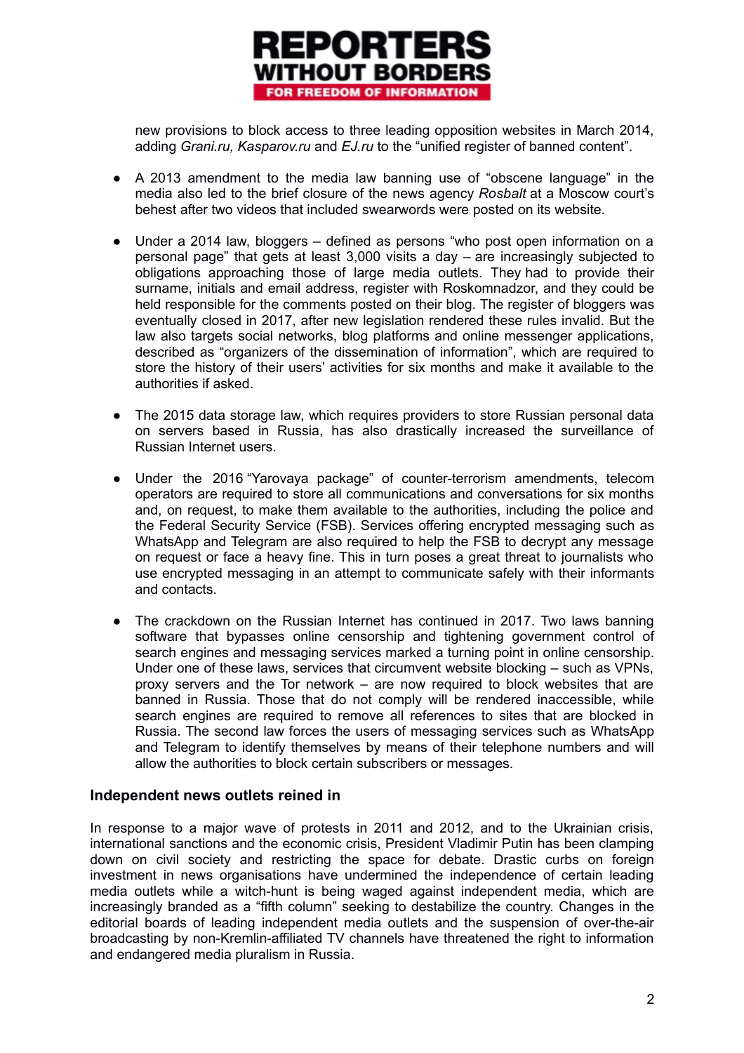new provisions to block access to three leading opposition websites in March 2014, adding *Grani.ru, Kasparov.ru* and *EJ.ru* to the "unified register of banned content".

- A 2013 amendment to the media law banning use of "obscene language" in the media also led to the brief closure of the news agency *Rosbalt* at a Moscow court's behest after two videos that included swearwords were posted on its website.

- Under a 2014 law, bloggers – defined as persons "who post open information on a personal page" that gets at least 3,000 visits a day – are increasingly subjected to obligations approaching those of large media outlets. They had to provide their surname, initials and email address, register with Roskomnadzor, and they could be held responsible for the comments posted on their blog. The register of bloggers was eventually closed in 2017, after new legislation rendered these rules invalid. But the law also targets social networks, blog platforms and online messenger applications, described as "organizers of the dissemination of information", which are required to store the history of their users' activities for six months and make it available to the authorities if asked.

- The 2015 data storage law, which requires providers to store Russian personal data on servers based in Russia, has also drastically increased the surveillance of Russian Internet users.

- Under the 2016 "Yarovaya package" of counter-terrorism amendments, telecom operators are required to store all communications and conversations for six months and, on request, to make them available to the authorities, including the police and the Federal Security Service (FSB). Services offering encrypted messaging such as WhatsApp and Telegram are also required to help the FSB to decrypt any message on request or face a heavy fine. This in turn poses a great threat to journalists who use encrypted messaging in an attempt to communicate safely with their informants and contacts.

- The crackdown on the Russian Internet has continued in 2017. Two laws banning software that bypasses online censorship and tightening government control of search engines and messaging services marked a turning point in online censorship. Under one of these laws, services that circumvent website blocking – such as VPNs, proxy servers and the Tor network – are now required to block websites that are banned in Russia. Those that do not comply will be rendered inaccessible, while search engines are required to remove all references to sites that are blocked in Russia. The second law forces the users of messaging services such as WhatsApp and Telegram to identify themselves by means of their telephone numbers and will allow the authorities to block certain subscribers or messages.

## Independent news outlets reined in

In response to a major wave of protests in 2011 and 2012, and to the Ukrainian crisis, international sanctions and the economic crisis, President Vladimir Putin has been clamping down on civil society and restricting the space for debate. Drastic curbs on foreign investment in news organisations have undermined the independence of certain leading media outlets while a witch-hunt is being waged against independent media, which are increasingly branded as a "fifth column" seeking to destabilize the country. Changes in the editorial boards of leading independent media outlets and the suspension of over-the-air broadcasting by non-Kremlin-affiliated TV channels have threatened the right to information and endangered media pluralism in Russia.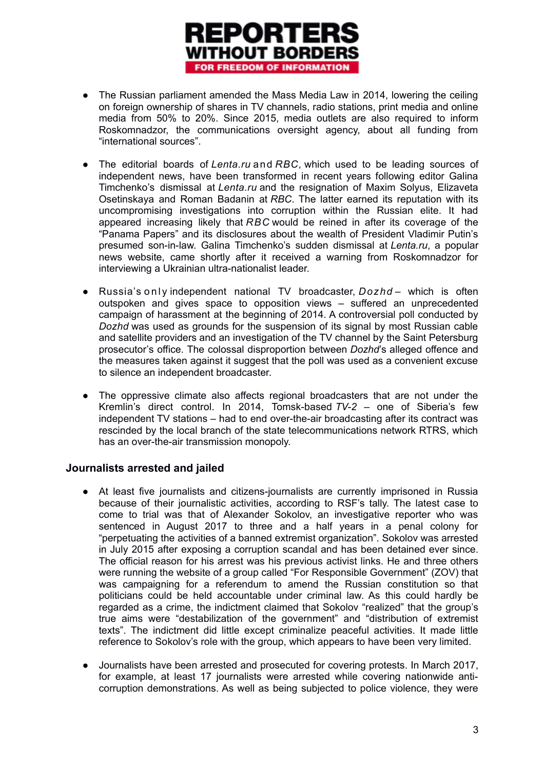- The Russian parliament amended the Mass Media Law in 2014, lowering the ceiling on foreign ownership of shares in TV channels, radio stations, print media and online media from 50% to 20%. Since 2015, media outlets are also required to inform Roskomnadzor, the communications oversight agency, about all funding from "international sources".

- The editorial boards of *Lenta.ru* and *RBC,* which used to be leading sources of independent news, have been transformed in recent years following editor Galina Timchenko's dismissal at *Lenta.ru* and the resignation of Maxim Solyus, Elizaveta Osetinskaya and Roman Badanin at *RBC*. The latter earned its reputation with its uncompromising investigations into corruption within the Russian elite. It had appeared increasing likely that *RBC* would be reined in after its coverage of the "Panama Papers" and its disclosures about the wealth of President Vladimir Putin's presumed son-in-law. Galina Timchenko's sudden dismissal at *Lenta.ru*, a popular news website, came shortly after it received a warning from Roskomnadzor for interviewing a Ukrainian ultra-nationalist leader.

- Russia's only independent national TV broadcaster, *Dozhd* – which is often outspoken and gives space to opposition views – suffered an unprecedented campaign of harassment at the beginning of 2014. A controversial poll conducted by *Dozhd* was used as grounds for the suspension of its signal by most Russian cable and satellite providers and an investigation of the TV channel by the Saint Petersburg prosecutor's office. The colossal disproportion between *Dozhd*'s alleged offence and the measures taken against it suggest that the poll was used as a convenient excuse to silence an independent broadcaster.

- The oppressive climate also affects regional broadcasters that are not under the Kremlin's direct control. In 2014, Tomsk-based *TV-2* – one of Siberia's few independent TV stations – had to end over-the-air broadcasting after its contract was rescinded by the local branch of the state telecommunications network RTRS, which has an over-the-air transmission monopoly.

## Journalists arrested and jailed

- At least five journalists and citizens-journalists are currently imprisoned in Russia because of their journalistic activities, according to RSF's tally. The latest case to come to trial was that of Alexander Sokolov, an investigative reporter who was sentenced in August 2017 to three and a half years in a penal colony for "perpetuating the activities of a banned extremist organization". Sokolov was arrested in July 2015 after exposing a corruption scandal and has been detained ever since. The official reason for his arrest was his previous activist links. He and three others were running the website of a group called "For Responsible Government" (ZOV) that was campaigning for a referendum to amend the Russian constitution so that politicians could be held accountable under criminal law. As this could hardly be regarded as a crime, the indictment claimed that Sokolov "realized" that the group's true aims were "destabilization of the government" and "distribution of extremist texts". The indictment did little except criminalize peaceful activities. It made little reference to Sokolov's role with the group, which appears to have been very limited.

- Journalists have been arrested and prosecuted for covering protests. In March 2017, for example, at least 17 journalists were arrested while covering nationwide anti-corruption demonstrations. As well as being subjected to police violence, they were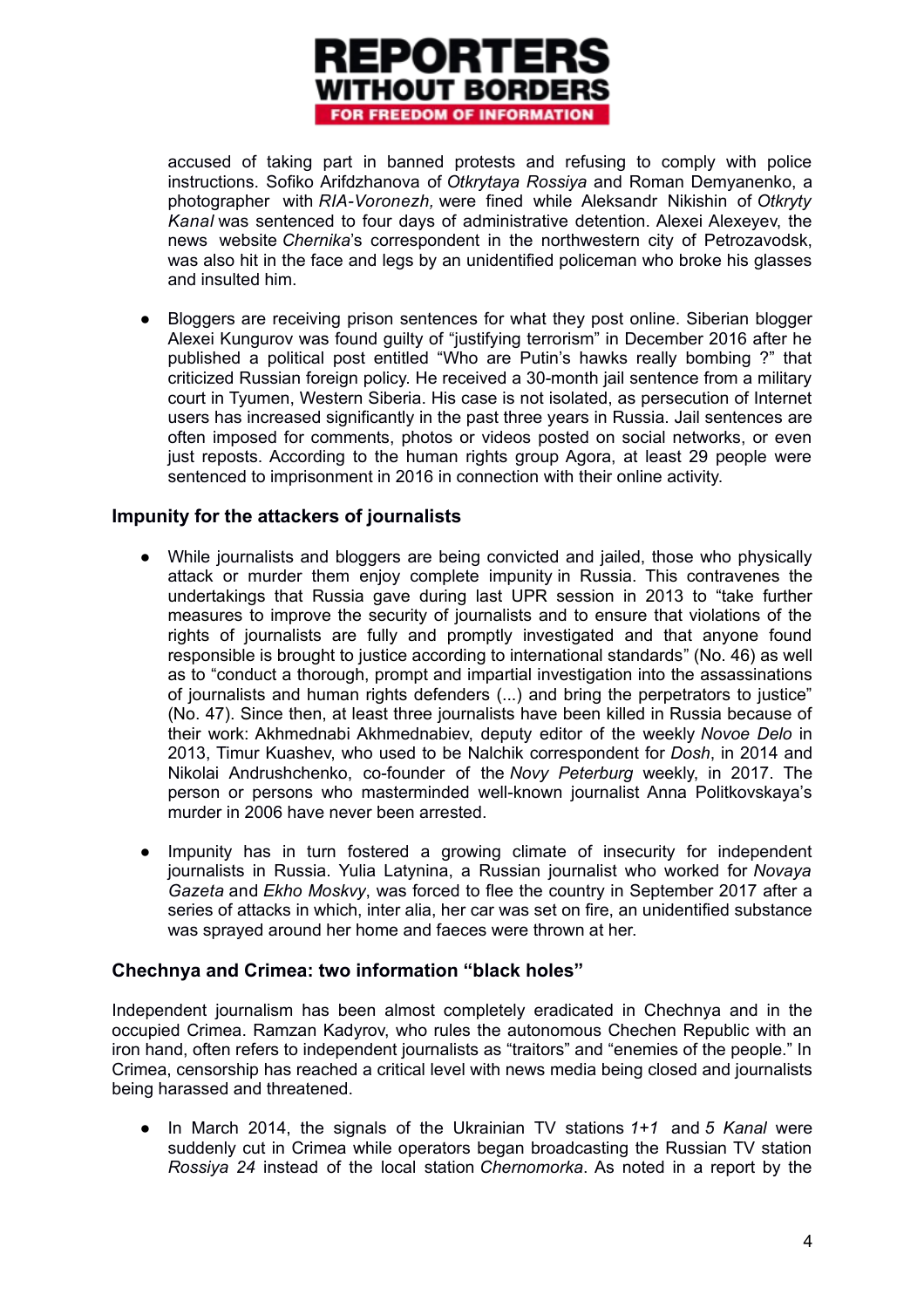accused of taking part in banned protests and refusing to comply with police instructions. Sofiko Arifdzhanova of *Otkrytaya Rossiya* and Roman Demyanenko, a photographer with *RIA-Voronezh,* were fined while Aleksandr Nikishin of *Otkryty Kanal* was sentenced to four days of administrative detention. Alexei Alexeyev, the news website *Chernika*'s correspondent in the northwestern city of Petrozavodsk, was also hit in the face and legs by an unidentified policeman who broke his glasses and insulted him.

- Bloggers are receiving prison sentences for what they post online. Siberian blogger Alexei Kungurov was found guilty of "justifying terrorism" in December 2016 after he published a political post entitled "Who are Putin's hawks really bombing ?" that criticized Russian foreign policy. He received a 30-month jail sentence from a military court in Tyumen, Western Siberia. His case is not isolated, as persecution of Internet users has increased significantly in the past three years in Russia. Jail sentences are often imposed for comments, photos or videos posted on social networks, or even just reposts. According to the human rights group Agora, at least 29 people were sentenced to imprisonment in 2016 in connection with their online activity.

### Impunity for the attackers of journalists

- While journalists and bloggers are being convicted and jailed, those who physically attack or murder them enjoy complete impunity in Russia. This contravenes the undertakings that Russia gave during last UPR session in 2013 to "take further measures to improve the security of journalists and to ensure that violations of the rights of journalists are fully and promptly investigated and that anyone found responsible is brought to justice according to international standards" (No. 46) as well as to "conduct a thorough, prompt and impartial investigation into the assassinations of journalists and human rights defenders (...) and bring the perpetrators to justice" (No. 47). Since then, at least three journalists have been killed in Russia because of their work: Akhmednabi Akhmednabiev, deputy editor of the weekly *Novoe Delo* in 2013, Timur Kuashev, who used to be Nalchik correspondent for *Dosh*, in 2014 and Nikolai Andrushchenko, co-founder of the *Novy Peterburg* weekly, in 2017. The person or persons who masterminded well-known journalist Anna Politkovskaya's murder in 2006 have never been arrested.

- Impunity has in turn fostered a growing climate of insecurity for independent journalists in Russia. Yulia Latynina, a Russian journalist who worked for *Novaya Gazeta* and *Ekho Moskvy*, was forced to flee the country in September 2017 after a series of attacks in which, inter alia, her car was set on fire, an unidentified substance was sprayed around her home and faeces were thrown at her.

### Chechnya and Crimea: two information "black holes"

Independent journalism has been almost completely eradicated in Chechnya and in the occupied Crimea. Ramzan Kadyrov, who rules the autonomous Chechen Republic with an iron hand, often refers to independent journalists as "traitors" and "enemies of the people." In Crimea, censorship has reached a critical level with news media being closed and journalists being harassed and threatened.

- In March 2014, the signals of the Ukrainian TV stations *1+1* and *5 Kanal* were suddenly cut in Crimea while operators began broadcasting the Russian TV station *Rossiya 24* instead of the local station *Chernomorka*. As noted in a report by the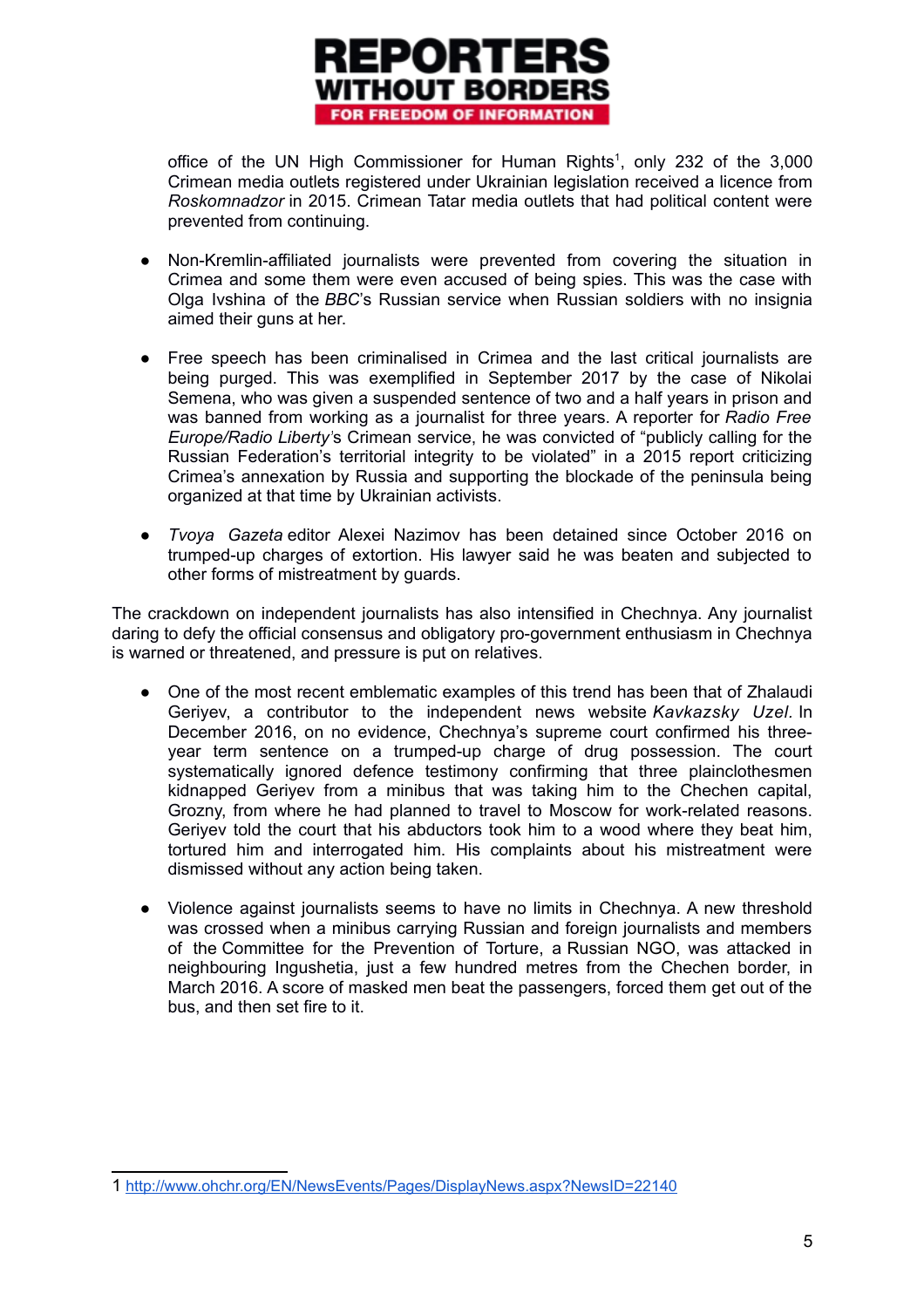office of the UN High Commissioner for Human Rights[1], only 232 of the 3,000 Crimean media outlets registered under Ukrainian legislation received a licence from *Roskomnadzor* in 2015. Crimean Tatar media outlets that had political content were prevented from continuing.

- Non-Kremlin-affiliated journalists were prevented from covering the situation in Crimea and some them were even accused of being spies. This was the case with Olga Ivshina of the *BBC*'s Russian service when Russian soldiers with no insignia aimed their guns at her.

- Free speech has been criminalised in Crimea and the last critical journalists are being purged. This was exemplified in September 2017 by the case of Nikolai Semena, who was given a suspended sentence of two and a half years in prison and was banned from working as a journalist for three years. A reporter for *Radio Free Europe/Radio Liberty*'s Crimean service, he was convicted of "publicly calling for the Russian Federation's territorial integrity to be violated" in a 2015 report criticizing Crimea's annexation by Russia and supporting the blockade of the peninsula being organized at that time by Ukrainian activists.

- *Tvoya Gazeta* editor Alexei Nazimov has been detained since October 2016 on trumped-up charges of extortion. His lawyer said he was beaten and subjected to other forms of mistreatment by guards.

The crackdown on independent journalists has also intensified in Chechnya. Any journalist daring to defy the official consensus and obligatory pro-government enthusiasm in Chechnya is warned or threatened, and pressure is put on relatives.

- One of the most recent emblematic examples of this trend has been that of Zhalaudi Geriyev, a contributor to the independent news website *Kavkazsky Uzel*. In December 2016, on no evidence, Chechnya's supreme court confirmed his three-year term sentence on a trumped-up charge of drug possession. The court systematically ignored defence testimony confirming that three plainclothesmen kidnapped Geriyev from a minibus that was taking him to the Chechen capital, Grozny, from where he had planned to travel to Moscow for work-related reasons. Geriyev told the court that his abductors took him to a wood where they beat him, tortured him and interrogated him. His complaints about his mistreatment were dismissed without any action being taken.

- Violence against journalists seems to have no limits in Chechnya. A new threshold was crossed when a minibus carrying Russian and foreign journalists and members of the Committee for the Prevention of Torture, a Russian NGO, was attacked in neighbouring Ingushetia, just a few hundred metres from the Chechen border, in March 2016. A score of masked men beat the passengers, forced them get out of the bus, and then set fire to it.

1 http://www.ohchr.org/EN/NewsEvents/Pages/DisplayNews.aspx?NewsID=22140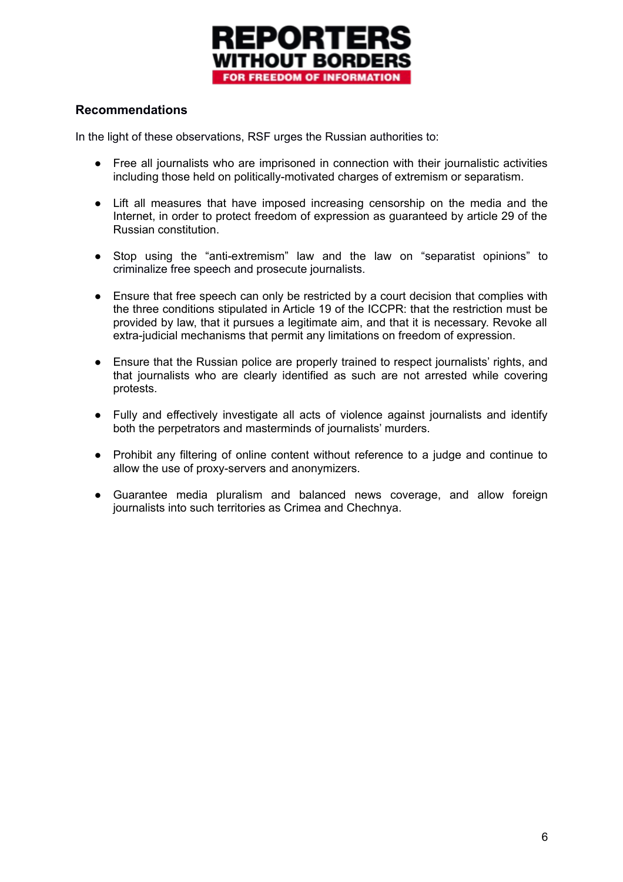## Recommendations

In the light of these observations, RSF urges the Russian authorities to:

- Free all journalists who are imprisoned in connection with their journalistic activities including those held on politically-motivated charges of extremism or separatism.

- Lift all measures that have imposed increasing censorship on the media and the Internet, in order to protect freedom of expression as guaranteed by article 29 of the Russian constitution.

- Stop using the "anti-extremism" law and the law on "separatist opinions" to criminalize free speech and prosecute journalists.

- Ensure that free speech can only be restricted by a court decision that complies with the three conditions stipulated in Article 19 of the ICCPR: that the restriction must be provided by law, that it pursues a legitimate aim, and that it is necessary. Revoke all extra-judicial mechanisms that permit any limitations on freedom of expression.

- Ensure that the Russian police are properly trained to respect journalists' rights, and that journalists who are clearly identified as such are not arrested while covering protests.

- Fully and effectively investigate all acts of violence against journalists and identify both the perpetrators and masterminds of journalists' murders.

- Prohibit any filtering of online content without reference to a judge and continue to allow the use of proxy-servers and anonymizers.

- Guarantee media pluralism and balanced news coverage, and allow foreign journalists into such territories as Crimea and Chechnya.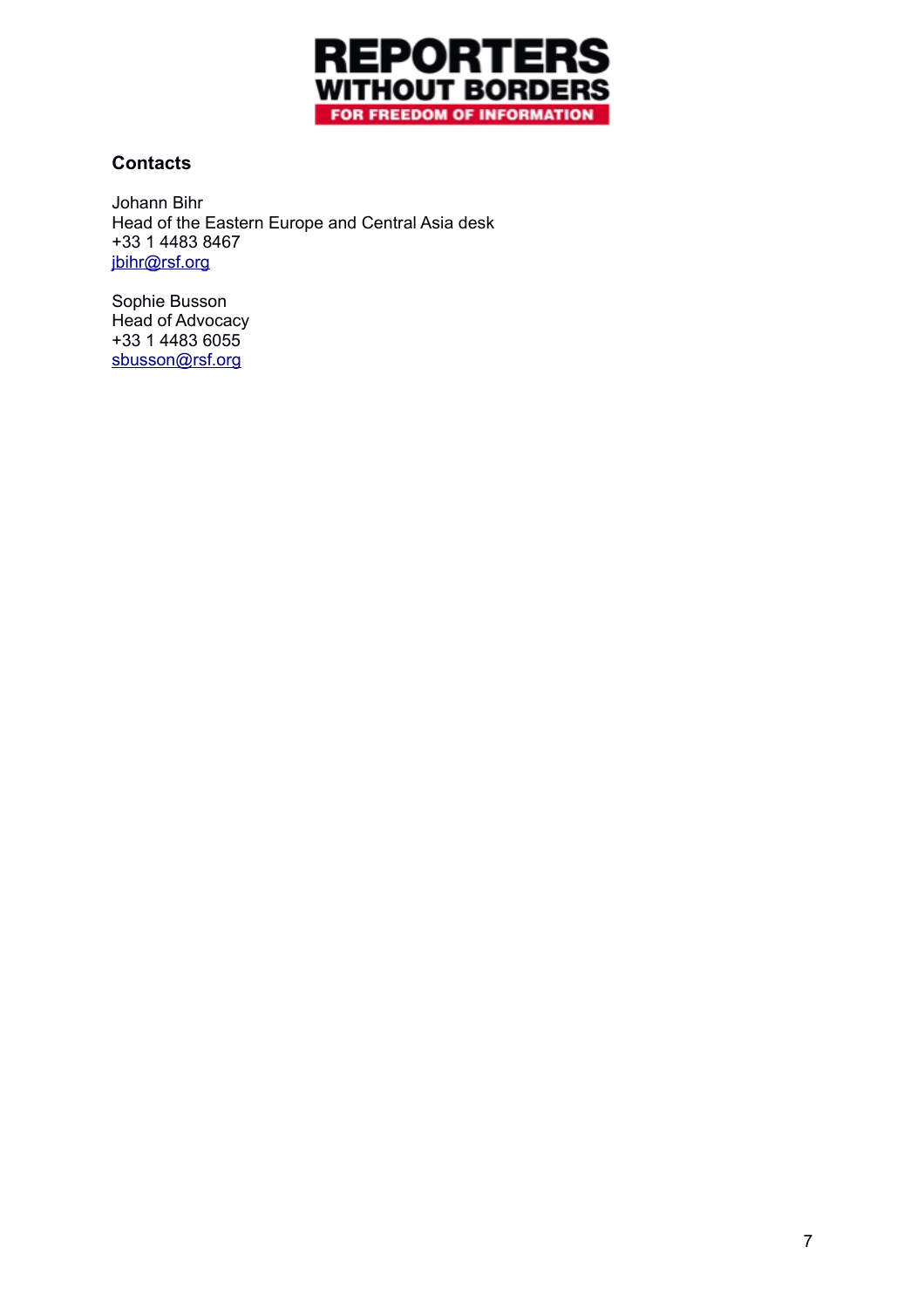REPORTERS WITHOUT BORDERS

FOR FREEDOM OF INFORMATION

## Contacts

Johann Bihr  
Head of the Eastern Europe and Central Asia desk  
+33 1 4483 8467  
jbihr@rsf.org

Sophie Busson  
Head of Advocacy  
+33 1 4483 6055  
sbusson@rsf.org